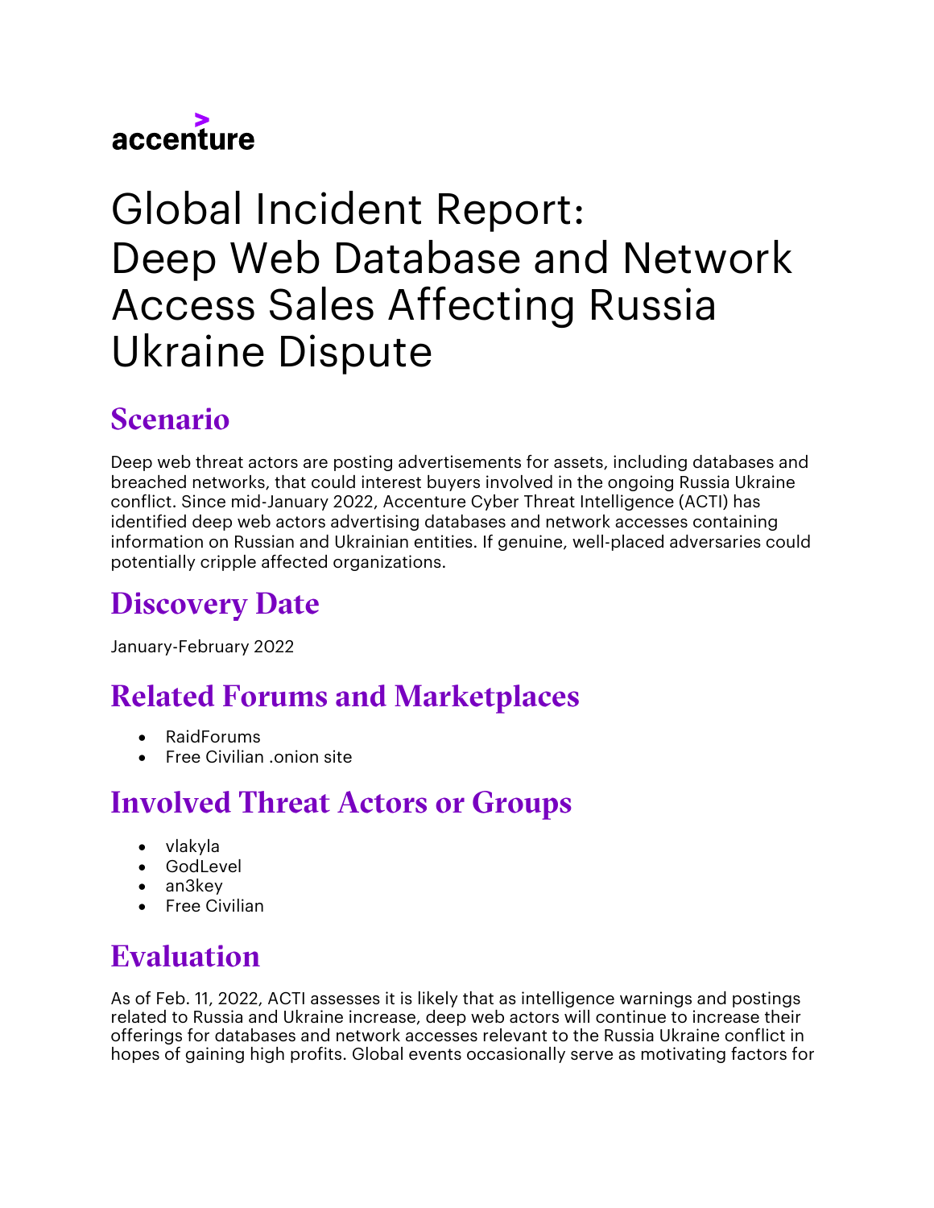accenture

# Global Incident Report: Deep Web Database and Network Access Sales Affecting Russia Ukraine Dispute

## Scenario

Deep web threat actors are posting advertisements for assets, including databases and breached networks, that could interest buyers involved in the ongoing Russia Ukraine conflict. Since mid-January 2022, Accenture Cyber Threat Intelligence (ACTI) has identified deep web actors advertising databases and network accesses containing information on Russian and Ukrainian entities. If genuine, well-placed adversaries could potentially cripple affected organizations.

## Discovery Date

January-February 2022

## Related Forums and Marketplaces

- RaidForums
- Free Civilian .onion site

## Involved Threat Actors or Groups

- vlakyla
- GodLevel
- an3key
- Free Civilian

## Evaluation

As of Feb. 11, 2022, ACTI assesses it is likely that as intelligence warnings and postings related to Russia and Ukraine increase, deep web actors will continue to increase their offerings for databases and network accesses relevant to the Russia Ukraine conflict in hopes of gaining high profits. Global events occasionally serve as motivating factors for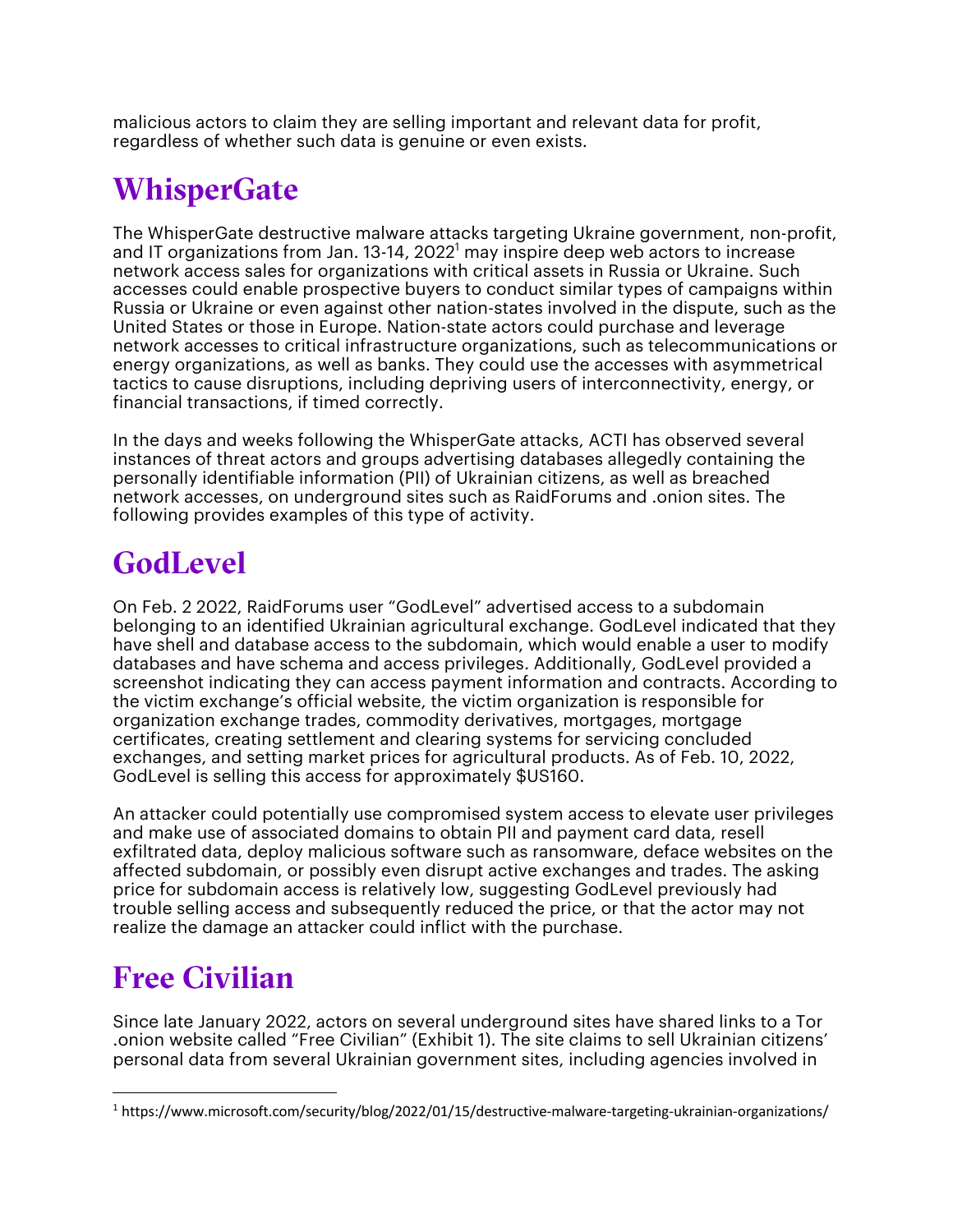malicious actors to claim they are selling important and relevant data for profit, regardless of whether such data is genuine or even exists.

# WhisperGate

The WhisperGate destructive malware attacks targeting Ukraine government, non-profit, and IT organizations from Jan. 13-14, 2022[1] may inspire deep web actors to increase network access sales for organizations with critical assets in Russia or Ukraine. Such accesses could enable prospective buyers to conduct similar types of campaigns within Russia or Ukraine or even against other nation-states involved in the dispute, such as the United States or those in Europe. Nation-state actors could purchase and leverage network accesses to critical infrastructure organizations, such as telecommunications or energy organizations, as well as banks. They could use the accesses with asymmetrical tactics to cause disruptions, including depriving users of interconnectivity, energy, or financial transactions, if timed correctly.

In the days and weeks following the WhisperGate attacks, ACTI has observed several instances of threat actors and groups advertising databases allegedly containing the personally identifiable information (PII) of Ukrainian citizens, as well as breached network accesses, on underground sites such as RaidForums and .onion sites. The following provides examples of this type of activity.

# GodLevel

On Feb. 2 2022, RaidForums user "GodLevel" advertised access to a subdomain belonging to an identified Ukrainian agricultural exchange. GodLevel indicated that they have shell and database access to the subdomain, which would enable a user to modify databases and have schema and access privileges. Additionally, GodLevel provided a screenshot indicating they can access payment information and contracts. According to the victim exchange's official website, the victim organization is responsible for organization exchange trades, commodity derivatives, mortgages, mortgage certificates, creating settlement and clearing systems for servicing concluded exchanges, and setting market prices for agricultural products. As of Feb. 10, 2022, GodLevel is selling this access for approximately $US160.

An attacker could potentially use compromised system access to elevate user privileges and make use of associated domains to obtain PII and payment card data, resell exfiltrated data, deploy malicious software such as ransomware, deface websites on the affected subdomain, or possibly even disrupt active exchanges and trades. The asking price for subdomain access is relatively low, suggesting GodLevel previously had trouble selling access and subsequently reduced the price, or that the actor may not realize the damage an attacker could inflict with the purchase.

# Free Civilian

Since late January 2022, actors on several underground sites have shared links to a Tor .onion website called "Free Civilian" (Exhibit 1). The site claims to sell Ukrainian citizens' personal data from several Ukrainian government sites, including agencies involved in

[1] https://www.microsoft.com/security/blog/2022/01/15/destructive-malware-targeting-ukrainian-organizations/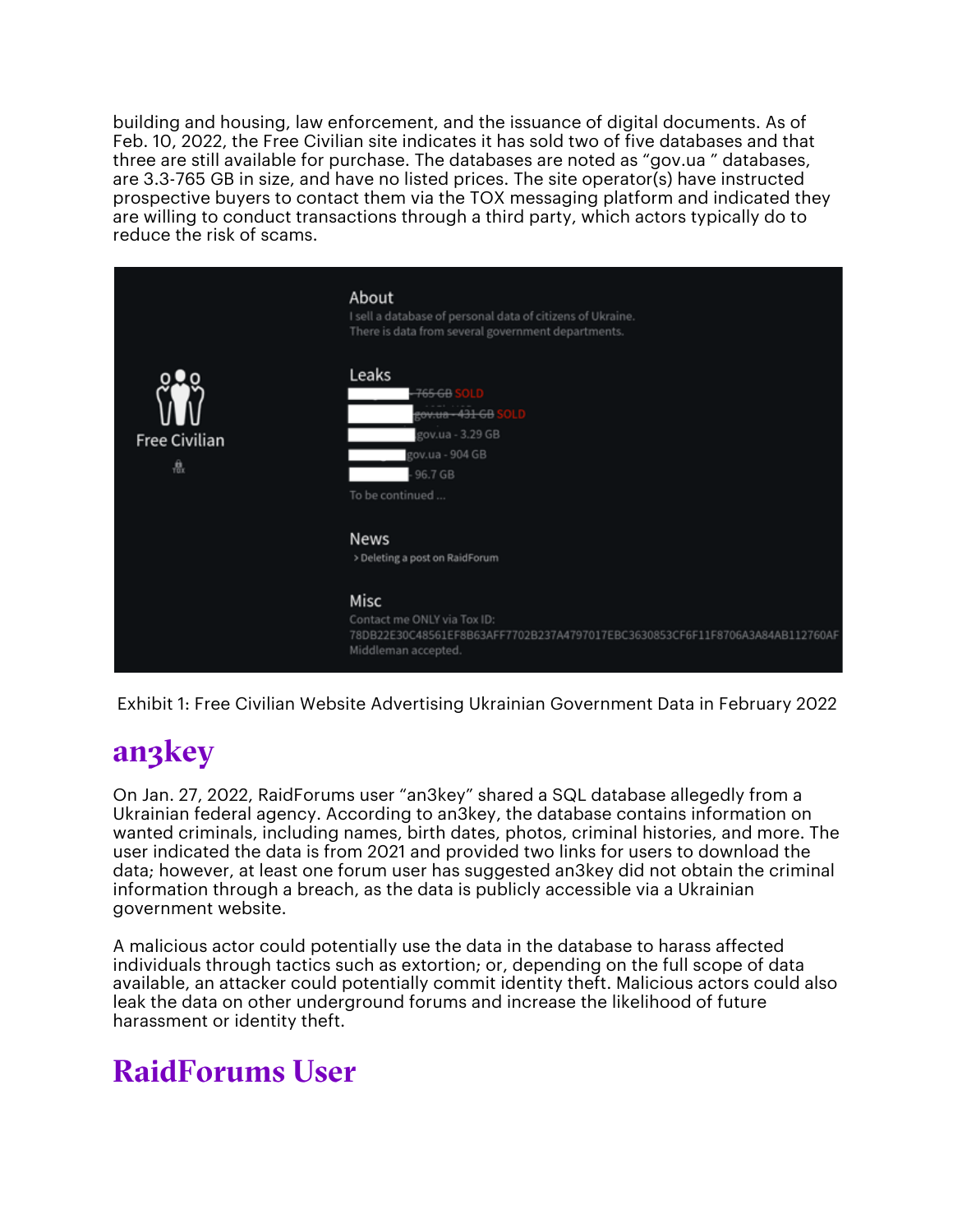building and housing, law enforcement, and the issuance of digital documents. As of Feb. 10, 2022, the Free Civilian site indicates it has sold two of five databases and that three are still available for purchase. The databases are noted as "gov.ua " databases, are 3.3-765 GB in size, and have no listed prices. The site operator(s) have instructed prospective buyers to contact them via the TOX messaging platform and indicated they are willing to conduct transactions through a third party, which actors typically do to reduce the risk of scams.

Free Civilian

About

I sell a database of personal data of citizens of Ukraine.
There is data from several government departments.

Leaks

~~765 GB~~ SOLD
~~gov.ua - 431 GB~~ SOLD
gov.ua - 3.29 GB
gov.ua - 904 GB
96.7 GB
To be continued ...

News

> Deleting a post on RaidForum

Misc

Contact me ONLY via Tox ID:
78DB22E30C48561EF8B63AFF7702B237A4797017EBC3630853CF6F11F8706A3A84AB112760AF
Middleman accepted.

Exhibit 1: Free Civilian Website Advertising Ukrainian Government Data in February 2022

## an3key

On Jan. 27, 2022, RaidForums user "an3key" shared a SQL database allegedly from a Ukrainian federal agency. According to an3key, the database contains information on wanted criminals, including names, birth dates, photos, criminal histories, and more. The user indicated the data is from 2021 and provided two links for users to download the data; however, at least one forum user has suggested an3key did not obtain the criminal information through a breach, as the data is publicly accessible via a Ukrainian government website.

A malicious actor could potentially use the data in the database to harass affected individuals through tactics such as extortion; or, depending on the full scope of data available, an attacker could potentially commit identity theft. Malicious actors could also leak the data on other underground forums and increase the likelihood of future harassment or identity theft.

## RaidForums User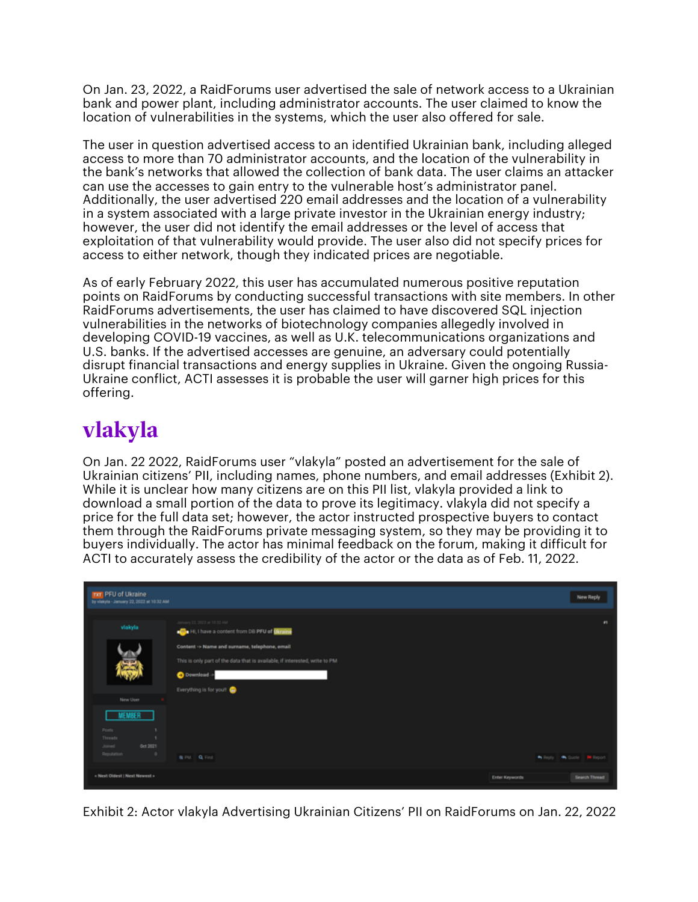On Jan. 23, 2022, a RaidForums user advertised the sale of network access to a Ukrainian bank and power plant, including administrator accounts. The user claimed to know the location of vulnerabilities in the systems, which the user also offered for sale.

The user in question advertised access to an identified Ukrainian bank, including alleged access to more than 70 administrator accounts, and the location of the vulnerability in the bank's networks that allowed the collection of bank data. The user claims an attacker can use the accesses to gain entry to the vulnerable host's administrator panel. Additionally, the user advertised 220 email addresses and the location of a vulnerability in a system associated with a large private investor in the Ukrainian energy industry; however, the user did not identify the email addresses or the level of access that exploitation of that vulnerability would provide. The user also did not specify prices for access to either network, though they indicated prices are negotiable.

As of early February 2022, this user has accumulated numerous positive reputation points on RaidForums by conducting successful transactions with site members. In other RaidForums advertisements, the user has claimed to have discovered SQL injection vulnerabilities in the networks of biotechnology companies allegedly involved in developing COVID-19 vaccines, as well as U.K. telecommunications organizations and U.S. banks. If the advertised accesses are genuine, an adversary could potentially disrupt financial transactions and energy supplies in Ukraine. Given the ongoing Russia-Ukraine conflict, ACTI assesses it is probable the user will garner high prices for this offering.

## vlakyla

On Jan. 22 2022, RaidForums user "vlakyla" posted an advertisement for the sale of Ukrainian citizens' PII, including names, phone numbers, and email addresses (Exhibit 2). While it is unclear how many citizens are on this PII list, vlakyla provided a link to download a small portion of the data to prove its legitimacy. vlakyla did not specify a price for the full data set; however, the actor instructed prospective buyers to contact them through the RaidForums private messaging system, so they may be providing it to buyers individually. The actor has minimal feedback on the forum, making it difficult for ACTI to accurately assess the credibility of the actor or the data as of Feb. 11, 2022.

Exhibit 2: Actor vlakyla Advertising Ukrainian Citizens' PII on RaidForums on Jan. 22, 2022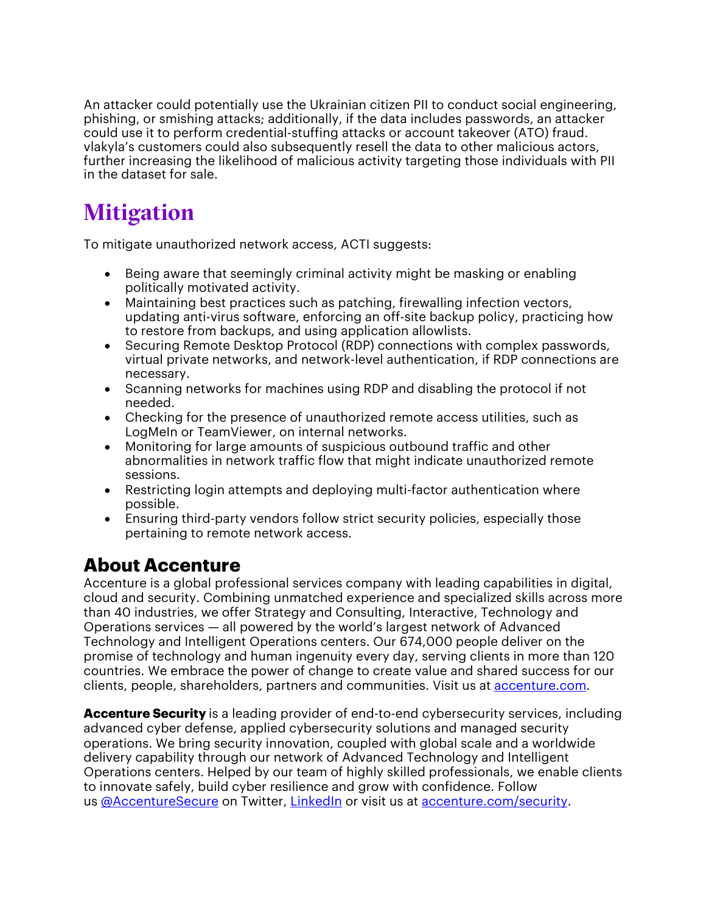An attacker could potentially use the Ukrainian citizen PII to conduct social engineering, phishing, or smishing attacks; additionally, if the data includes passwords, an attacker could use it to perform credential-stuffing attacks or account takeover (ATO) fraud. vlakyla's customers could also subsequently resell the data to other malicious actors, further increasing the likelihood of malicious activity targeting those individuals with PII in the dataset for sale.

# Mitigation

To mitigate unauthorized network access, ACTI suggests:

- Being aware that seemingly criminal activity might be masking or enabling politically motivated activity.
- Maintaining best practices such as patching, firewalling infection vectors, updating anti-virus software, enforcing an off-site backup policy, practicing how to restore from backups, and using application allowlists.
- Securing Remote Desktop Protocol (RDP) connections with complex passwords, virtual private networks, and network-level authentication, if RDP connections are necessary.
- Scanning networks for machines using RDP and disabling the protocol if not needed.
- Checking for the presence of unauthorized remote access utilities, such as LogMeIn or TeamViewer, on internal networks.
- Monitoring for large amounts of suspicious outbound traffic and other abnormalities in network traffic flow that might indicate unauthorized remote sessions.
- Restricting login attempts and deploying multi-factor authentication where possible.
- Ensuring third-party vendors follow strict security policies, especially those pertaining to remote network access.

## About Accenture

Accenture is a global professional services company with leading capabilities in digital, cloud and security. Combining unmatched experience and specialized skills across more than 40 industries, we offer Strategy and Consulting, Interactive, Technology and Operations services — all powered by the world's largest network of Advanced Technology and Intelligent Operations centers. Our 674,000 people deliver on the promise of technology and human ingenuity every day, serving clients in more than 120 countries. We embrace the power of change to create value and shared success for our clients, people, shareholders, partners and communities. Visit us at accenture.com.

**Accenture Security** is a leading provider of end-to-end cybersecurity services, including advanced cyber defense, applied cybersecurity solutions and managed security operations. We bring security innovation, coupled with global scale and a worldwide delivery capability through our network of Advanced Technology and Intelligent Operations centers. Helped by our team of highly skilled professionals, we enable clients to innovate safely, build cyber resilience and grow with confidence. Follow us @AccentureSecure on Twitter, LinkedIn or visit us at accenture.com/security.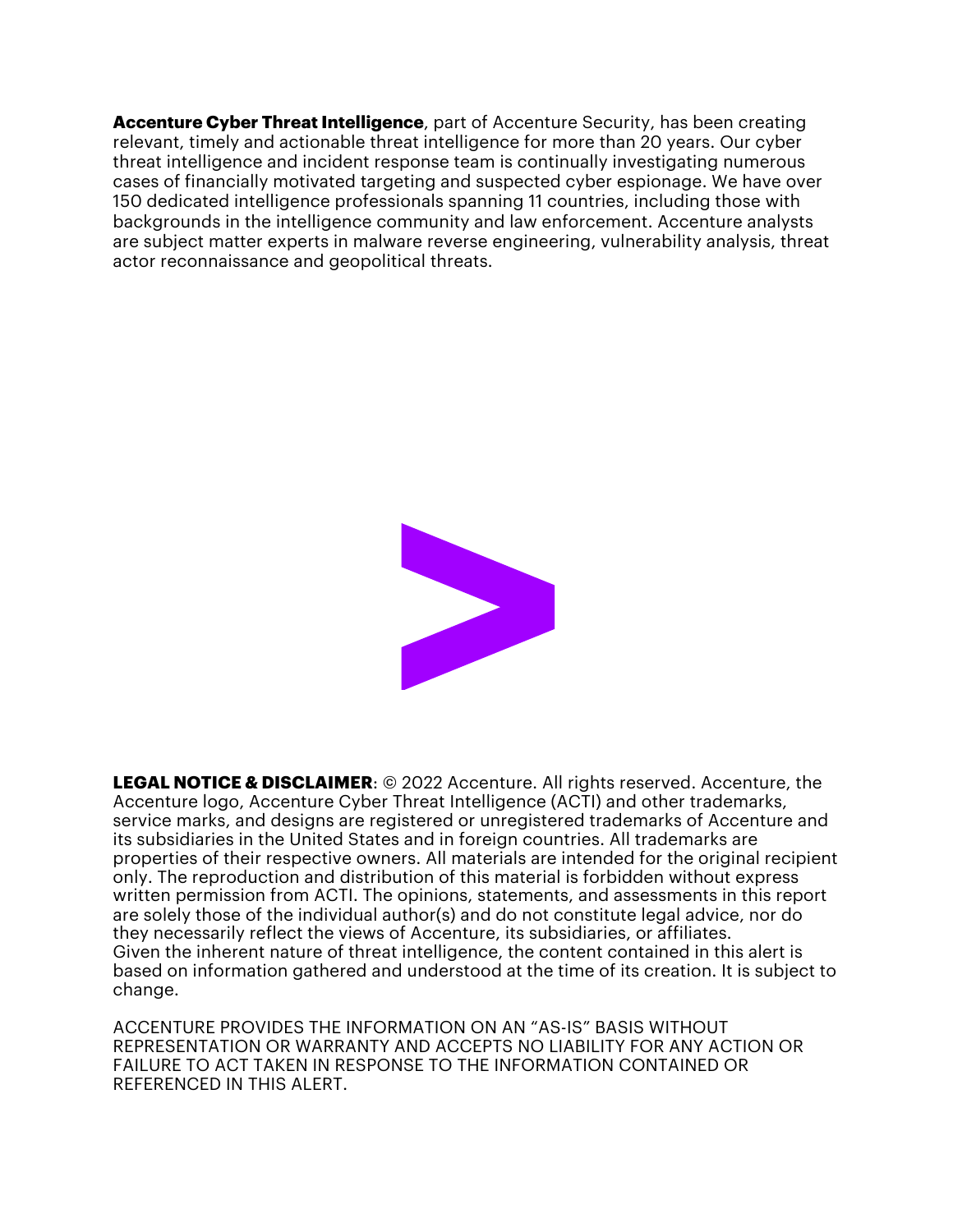**Accenture Cyber Threat Intelligence**, part of Accenture Security, has been creating relevant, timely and actionable threat intelligence for more than 20 years. Our cyber threat intelligence and incident response team is continually investigating numerous cases of financially motivated targeting and suspected cyber espionage. We have over 150 dedicated intelligence professionals spanning 11 countries, including those with backgrounds in the intelligence community and law enforcement. Accenture analysts are subject matter experts in malware reverse engineering, vulnerability analysis, threat actor reconnaissance and geopolitical threats.

**LEGAL NOTICE & DISCLAIMER**: © 2022 Accenture. All rights reserved. Accenture, the Accenture logo, Accenture Cyber Threat Intelligence (ACTI) and other trademarks, service marks, and designs are registered or unregistered trademarks of Accenture and its subsidiaries in the United States and in foreign countries. All trademarks are properties of their respective owners. All materials are intended for the original recipient only. The reproduction and distribution of this material is forbidden without express written permission from ACTI. The opinions, statements, and assessments in this report are solely those of the individual author(s) and do not constitute legal advice, nor do they necessarily reflect the views of Accenture, its subsidiaries, or affiliates. Given the inherent nature of threat intelligence, the content contained in this alert is based on information gathered and understood at the time of its creation. It is subject to change.

ACCENTURE PROVIDES THE INFORMATION ON AN "AS-IS" BASIS WITHOUT REPRESENTATION OR WARRANTY AND ACCEPTS NO LIABILITY FOR ANY ACTION OR FAILURE TO ACT TAKEN IN RESPONSE TO THE INFORMATION CONTAINED OR REFERENCED IN THIS ALERT.